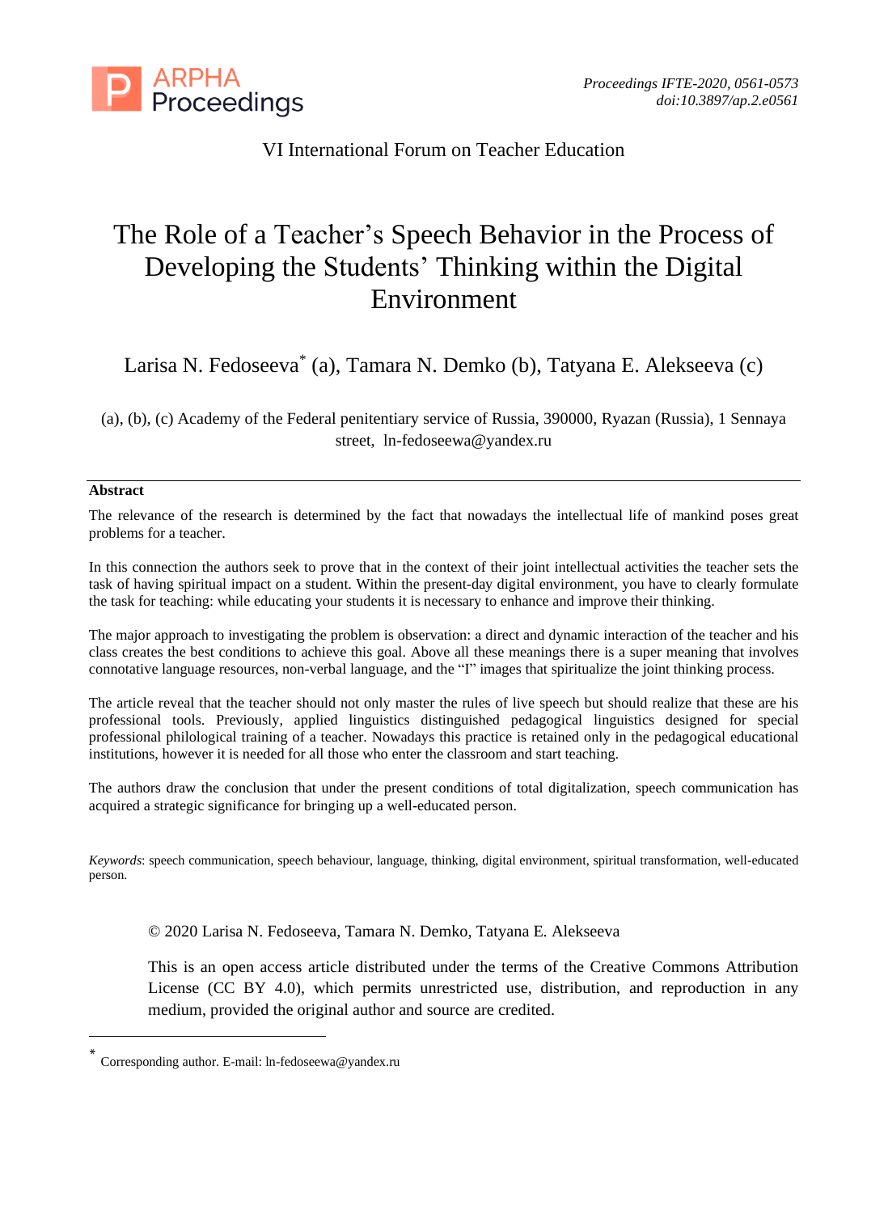VI International Forum on Teacher Education

# The Role of a Teacher's Speech Behavior in the Process of Developing the Students' Thinking within the Digital Environment

Larisa N. Fedoseeva[*] (a), Tamara N. Demko (b), Tatyana E. Alekseeva (c)

(a), (b), (c) Academy of the Federal penitentiary service of Russia, 390000, Ryazan (Russia), 1 Sennaya street, ln-fedoseewa@yandex.ru

---

**Abstract**

The relevance of the research is determined by the fact that nowadays the intellectual life of mankind poses great problems for a teacher.

In this connection the authors seek to prove that in the context of their joint intellectual activities the teacher sets the task of having spiritual impact on a student. Within the present-day digital environment, you have to clearly formulate the task for teaching: while educating your students it is necessary to enhance and improve their thinking.

The major approach to investigating the problem is observation: a direct and dynamic interaction of the teacher and his class creates the best conditions to achieve this goal. Above all these meanings there is a super meaning that involves connotative language resources, non-verbal language, and the "I" images that spiritualize the joint thinking process.

The article reveal that the teacher should not only master the rules of live speech but should realize that these are his professional tools. Previously, applied linguistics distinguished pedagogical linguistics designed for special professional philological training of a teacher. Nowadays this practice is retained only in the pedagogical educational institutions, however it is needed for all those who enter the classroom and start teaching.

The authors draw the conclusion that under the present conditions of total digitalization, speech communication has acquired a strategic significance for bringing up a well-educated person.

*Keywords*: speech communication, speech behaviour, language, thinking, digital environment, spiritual transformation, well-educated person.

© 2020 Larisa N. Fedoseeva, Tamara N. Demko, Tatyana E. Alekseeva

This is an open access article distributed under the terms of the Creative Commons Attribution License (CC BY 4.0), which permits unrestricted use, distribution, and reproduction in any medium, provided the original author and source are credited.

---

[*] Corresponding author. E-mail: ln-fedoseewa@yandex.ru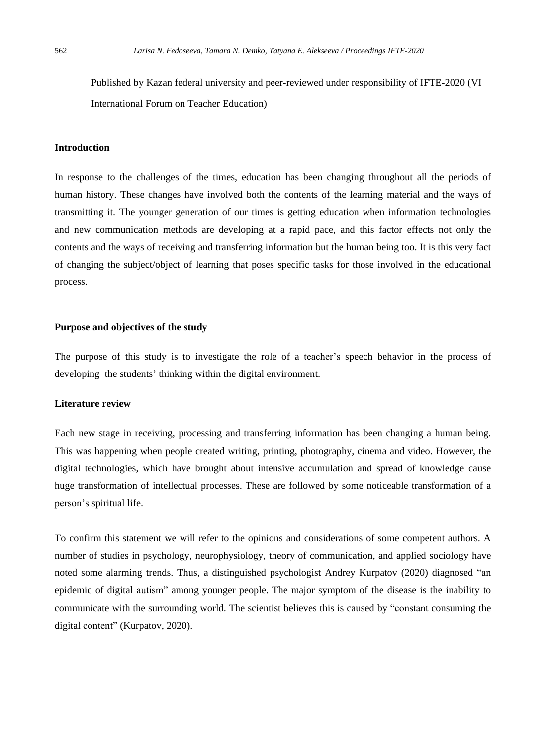Published by Kazan federal university and peer-reviewed under responsibility of IFTE-2020 (VI International Forum on Teacher Education)

## Introduction

In response to the challenges of the times, education has been changing throughout all the periods of human history. These changes have involved both the contents of the learning material and the ways of transmitting it. The younger generation of our times is getting education when information technologies and new communication methods are developing at a rapid pace, and this factor effects not only the contents and the ways of receiving and transferring information but the human being too. It is this very fact of changing the subject/object of learning that poses specific tasks for those involved in the educational process.

## Purpose and objectives of the study

The purpose of this study is to investigate the role of a teacher's speech behavior in the process of developing the students' thinking within the digital environment.

## Literature review

Each new stage in receiving, processing and transferring information has been changing a human being. This was happening when people created writing, printing, photography, cinema and video. However, the digital technologies, which have brought about intensive accumulation and spread of knowledge cause huge transformation of intellectual processes. These are followed by some noticeable transformation of a person's spiritual life.

To confirm this statement we will refer to the opinions and considerations of some competent authors. A number of studies in psychology, neurophysiology, theory of communication, and applied sociology have noted some alarming trends. Thus, a distinguished psychologist Andrey Kurpatov (2020) diagnosed "an epidemic of digital autism" among younger people. The major symptom of the disease is the inability to communicate with the surrounding world. The scientist believes this is caused by "constant consuming the digital content" (Kurpatov, 2020).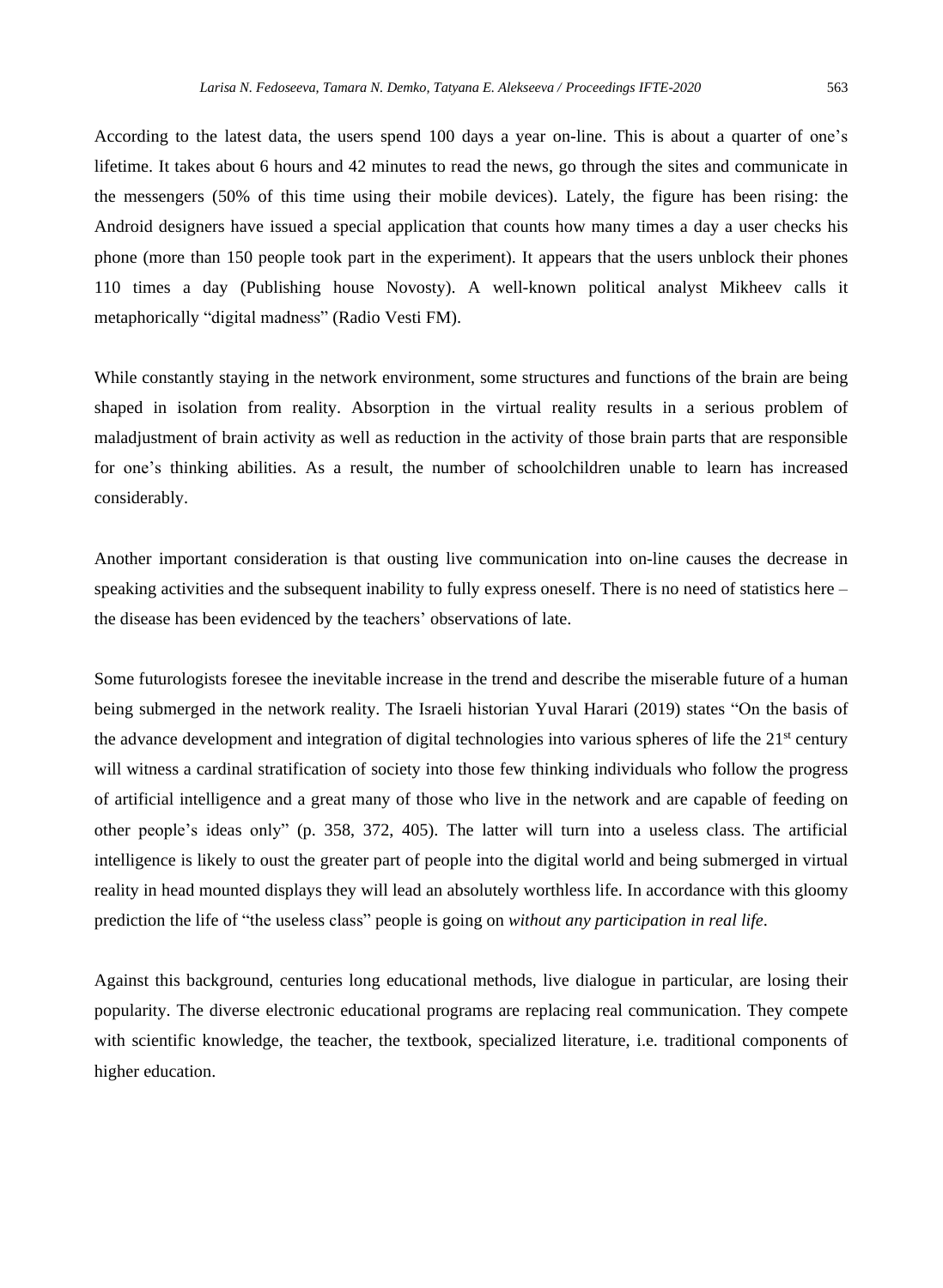According to the latest data, the users spend 100 days a year on-line. This is about a quarter of one's lifetime. It takes about 6 hours and 42 minutes to read the news, go through the sites and communicate in the messengers (50% of this time using their mobile devices). Lately, the figure has been rising: the Android designers have issued a special application that counts how many times a day a user checks his phone (more than 150 people took part in the experiment). It appears that the users unblock their phones 110 times a day (Publishing house Novosty). A well-known political analyst Mikheev calls it metaphorically "digital madness" (Radio Vesti FM).

While constantly staying in the network environment, some structures and functions of the brain are being shaped in isolation from reality. Absorption in the virtual reality results in a serious problem of maladjustment of brain activity as well as reduction in the activity of those brain parts that are responsible for one's thinking abilities. As a result, the number of schoolchildren unable to learn has increased considerably.

Another important consideration is that ousting live communication into on-line causes the decrease in speaking activities and the subsequent inability to fully express oneself. There is no need of statistics here – the disease has been evidenced by the teachers' observations of late.

Some futurologists foresee the inevitable increase in the trend and describe the miserable future of a human being submerged in the network reality. The Israeli historian Yuval Harari (2019) states "On the basis of the advance development and integration of digital technologies into various spheres of life the 21st century will witness a cardinal stratification of society into those few thinking individuals who follow the progress of artificial intelligence and a great many of those who live in the network and are capable of feeding on other people's ideas only" (p. 358, 372, 405). The latter will turn into a useless class. The artificial intelligence is likely to oust the greater part of people into the digital world and being submerged in virtual reality in head mounted displays they will lead an absolutely worthless life. In accordance with this gloomy prediction the life of "the useless class" people is going on *without any participation in real life*.

Against this background, centuries long educational methods, live dialogue in particular, are losing their popularity. The diverse electronic educational programs are replacing real communication. They compete with scientific knowledge, the teacher, the textbook, specialized literature, i.e. traditional components of higher education.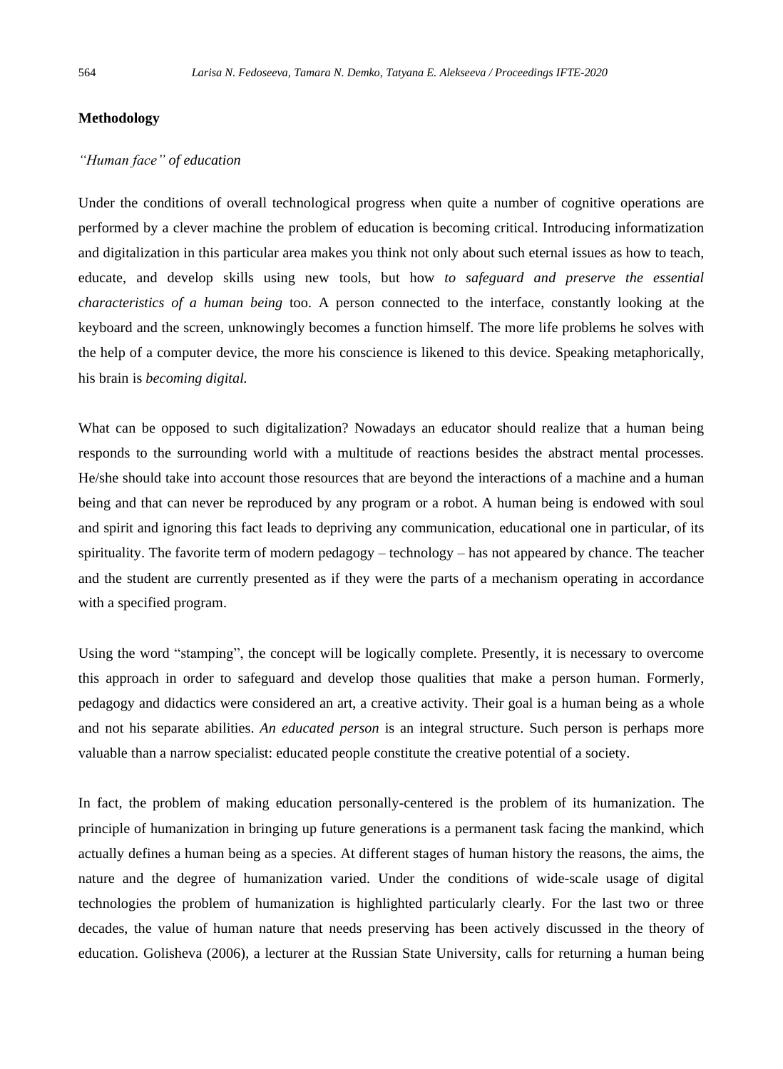## Methodology

### *"Human face" of education*

Under the conditions of overall technological progress when quite a number of cognitive operations are performed by a clever machine the problem of education is becoming critical. Introducing informatization and digitalization in this particular area makes you think not only about such eternal issues as how to teach, educate, and develop skills using new tools, but how *to safeguard and preserve the essential characteristics of a human being* too. A person connected to the interface, constantly looking at the keyboard and the screen, unknowingly becomes a function himself. The more life problems he solves with the help of a computer device, the more his conscience is likened to this device. Speaking metaphorically, his brain is *becoming digital.*

What can be opposed to such digitalization? Nowadays an educator should realize that a human being responds to the surrounding world with a multitude of reactions besides the abstract mental processes. He/she should take into account those resources that are beyond the interactions of a machine and a human being and that can never be reproduced by any program or a robot. A human being is endowed with soul and spirit and ignoring this fact leads to depriving any communication, educational one in particular, of its spirituality. The favorite term of modern pedagogy – technology – has not appeared by chance. The teacher and the student are currently presented as if they were the parts of a mechanism operating in accordance with a specified program.

Using the word "stamping", the concept will be logically complete. Presently, it is necessary to overcome this approach in order to safeguard and develop those qualities that make a person human. Formerly, pedagogy and didactics were considered an art, a creative activity. Their goal is a human being as a whole and not his separate abilities. *An educated person* is an integral structure. Such person is perhaps more valuable than a narrow specialist: educated people constitute the creative potential of a society.

In fact, the problem of making education personally-centered is the problem of its humanization. The principle of humanization in bringing up future generations is a permanent task facing the mankind, which actually defines a human being as a species. At different stages of human history the reasons, the aims, the nature and the degree of humanization varied. Under the conditions of wide-scale usage of digital technologies the problem of humanization is highlighted particularly clearly. For the last two or three decades, the value of human nature that needs preserving has been actively discussed in the theory of education. Golisheva (2006), a lecturer at the Russian State University, calls for returning a human being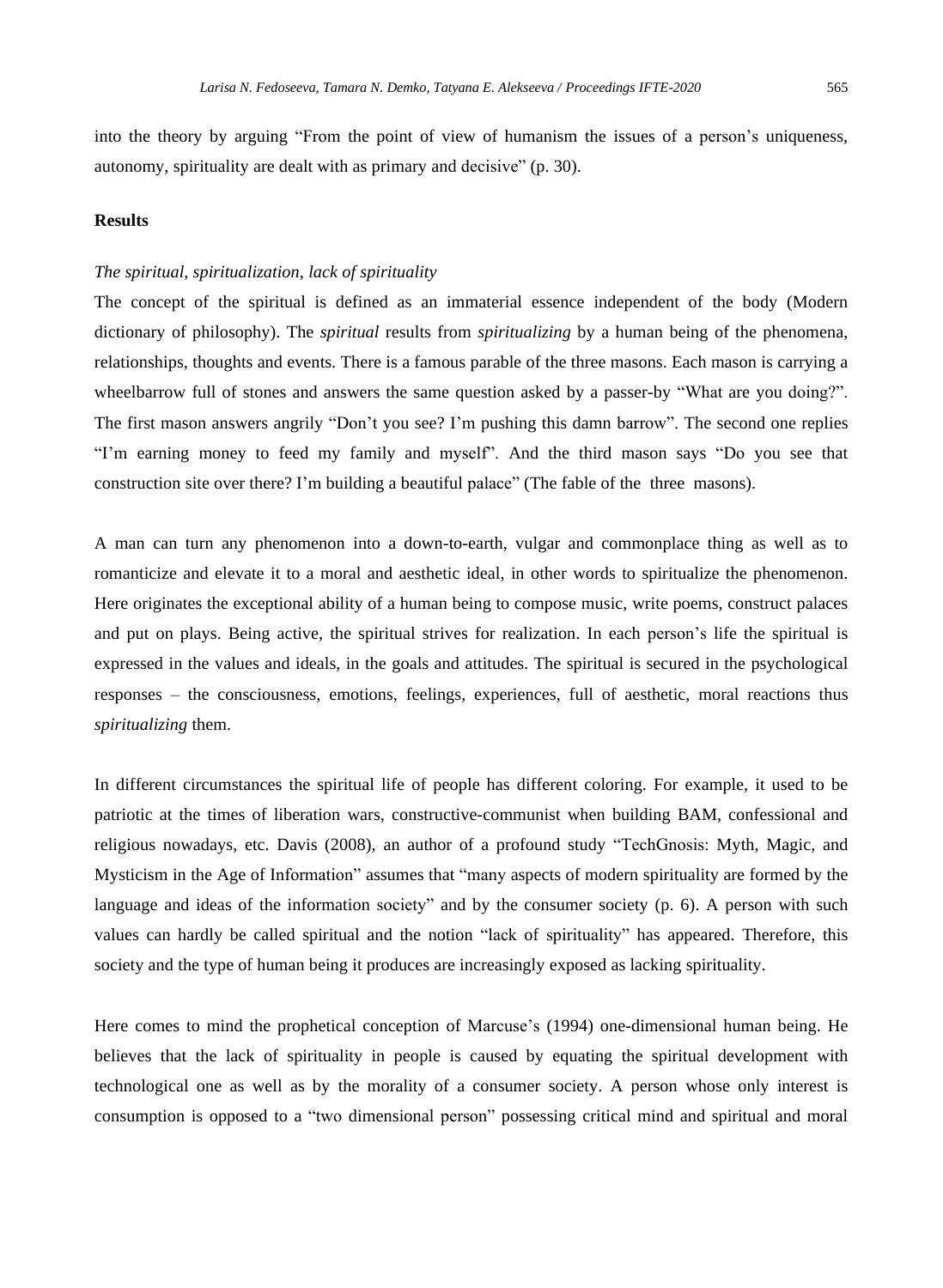into the theory by arguing "From the point of view of humanism the issues of a person's uniqueness, autonomy, spirituality are dealt with as primary and decisive" (p. 30).

**Results**

*The spiritual, spiritualization, lack of spirituality*

The concept of the spiritual is defined as an immaterial essence independent of the body (Modern dictionary of philosophy). The *spiritual* results from *spiritualizing* by a human being of the phenomena, relationships, thoughts and events. There is a famous parable of the three masons. Each mason is carrying a wheelbarrow full of stones and answers the same question asked by a passer-by "What are you doing?". The first mason answers angrily "Don't you see? I'm pushing this damn barrow". The second one replies "I'm earning money to feed my family and myself". And the third mason says "Do you see that construction site over there? I'm building a beautiful palace" (The fable of the three masons).

A man can turn any phenomenon into a down-to-earth, vulgar and commonplace thing as well as to romanticize and elevate it to a moral and aesthetic ideal, in other words to spiritualize the phenomenon. Here originates the exceptional ability of a human being to compose music, write poems, construct palaces and put on plays. Being active, the spiritual strives for realization. In each person's life the spiritual is expressed in the values and ideals, in the goals and attitudes. The spiritual is secured in the psychological responses – the consciousness, emotions, feelings, experiences, full of aesthetic, moral reactions thus *spiritualizing* them.

In different circumstances the spiritual life of people has different coloring. For example, it used to be patriotic at the times of liberation wars, constructive-communist when building BAM, confessional and religious nowadays, etc. Davis (2008), an author of a profound study "TechGnosis: Myth, Magic, and Mysticism in the Age of Information" assumes that "many aspects of modern spirituality are formed by the language and ideas of the information society" and by the consumer society (p. 6). A person with such values can hardly be called spiritual and the notion "lack of spirituality" has appeared. Therefore, this society and the type of human being it produces are increasingly exposed as lacking spirituality.

Here comes to mind the prophetical conception of Marcuse's (1994) one-dimensional human being. He believes that the lack of spirituality in people is caused by equating the spiritual development with technological one as well as by the morality of a consumer society. A person whose only interest is consumption is opposed to a "two dimensional person" possessing critical mind and spiritual and moral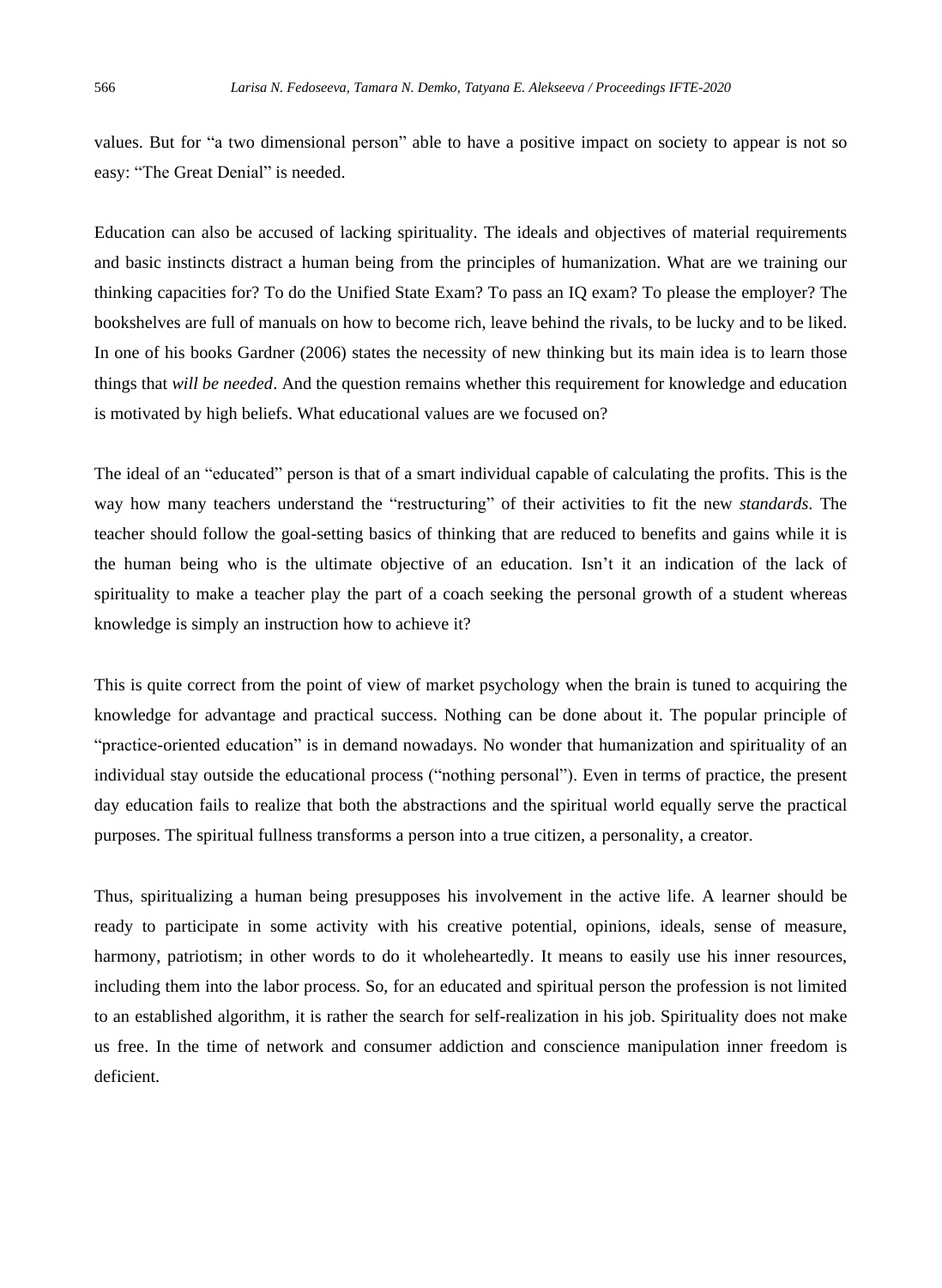values. But for “a two dimensional person” able to have a positive impact on society to appear is not so easy: “The Great Denial” is needed.

Education can also be accused of lacking spirituality. The ideals and objectives of material requirements and basic instincts distract a human being from the principles of humanization. What are we training our thinking capacities for? To do the Unified State Exam? To pass an IQ exam? To please the employer? The bookshelves are full of manuals on how to become rich, leave behind the rivals, to be lucky and to be liked. In one of his books Gardner (2006) states the necessity of new thinking but its main idea is to learn those things that *will be needed*. And the question remains whether this requirement for knowledge and education is motivated by high beliefs. What educational values are we focused on?

The ideal of an “educated” person is that of a smart individual capable of calculating the profits. This is the way how many teachers understand the “restructuring” of their activities to fit the new *standards*. The teacher should follow the goal-setting basics of thinking that are reduced to benefits and gains while it is the human being who is the ultimate objective of an education. Isn’t it an indication of the lack of spirituality to make a teacher play the part of a coach seeking the personal growth of a student whereas knowledge is simply an instruction how to achieve it?

This is quite correct from the point of view of market psychology when the brain is tuned to acquiring the knowledge for advantage and practical success. Nothing can be done about it. The popular principle of “practice-oriented education” is in demand nowadays. No wonder that humanization and spirituality of an individual stay outside the educational process (“nothing personal”). Even in terms of practice, the present day education fails to realize that both the abstractions and the spiritual world equally serve the practical purposes. The spiritual fullness transforms a person into a true citizen, a personality, a creator.

Thus, spiritualizing a human being presupposes his involvement in the active life. A learner should be ready to participate in some activity with his creative potential, opinions, ideals, sense of measure, harmony, patriotism; in other words to do it wholeheartedly. It means to easily use his inner resources, including them into the labor process. So, for an educated and spiritual person the profession is not limited to an established algorithm, it is rather the search for self-realization in his job. Spirituality does not make us free. In the time of network and consumer addiction and conscience manipulation inner freedom is deficient.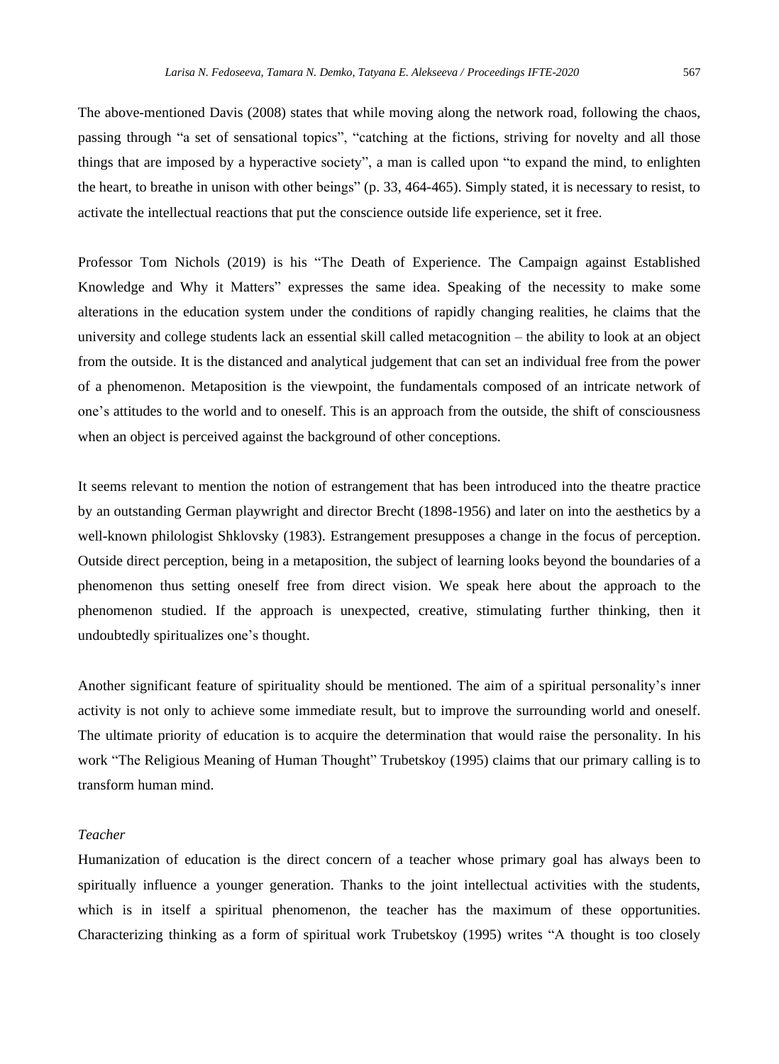The above-mentioned Davis (2008) states that while moving along the network road, following the chaos, passing through "a set of sensational topics", "catching at the fictions, striving for novelty and all those things that are imposed by a hyperactive society", a man is called upon "to expand the mind, to enlighten the heart, to breathe in unison with other beings" (p. 33, 464-465). Simply stated, it is necessary to resist, to activate the intellectual reactions that put the conscience outside life experience, set it free.

Professor Tom Nichols (2019) is his "The Death of Experience. The Campaign against Established Knowledge and Why it Matters" expresses the same idea. Speaking of the necessity to make some alterations in the education system under the conditions of rapidly changing realities, he claims that the university and college students lack an essential skill called metacognition – the ability to look at an object from the outside. It is the distanced and analytical judgement that can set an individual free from the power of a phenomenon. Metaposition is the viewpoint, the fundamentals composed of an intricate network of one's attitudes to the world and to oneself. This is an approach from the outside, the shift of consciousness when an object is perceived against the background of other conceptions.

It seems relevant to mention the notion of estrangement that has been introduced into the theatre practice by an outstanding German playwright and director Brecht (1898-1956) and later on into the aesthetics by a well-known philologist Shklovsky (1983). Estrangement presupposes a change in the focus of perception. Outside direct perception, being in a metaposition, the subject of learning looks beyond the boundaries of a phenomenon thus setting oneself free from direct vision. We speak here about the approach to the phenomenon studied. If the approach is unexpected, creative, stimulating further thinking, then it undoubtedly spiritualizes one's thought.

Another significant feature of spirituality should be mentioned. The aim of a spiritual personality's inner activity is not only to achieve some immediate result, but to improve the surrounding world and oneself. The ultimate priority of education is to acquire the determination that would raise the personality. In his work "The Religious Meaning of Human Thought" Trubetskoy (1995) claims that our primary calling is to transform human mind.

*Teacher*

Humanization of education is the direct concern of a teacher whose primary goal has always been to spiritually influence a younger generation. Thanks to the joint intellectual activities with the students, which is in itself a spiritual phenomenon, the teacher has the maximum of these opportunities. Characterizing thinking as a form of spiritual work Trubetskoy (1995) writes "A thought is too closely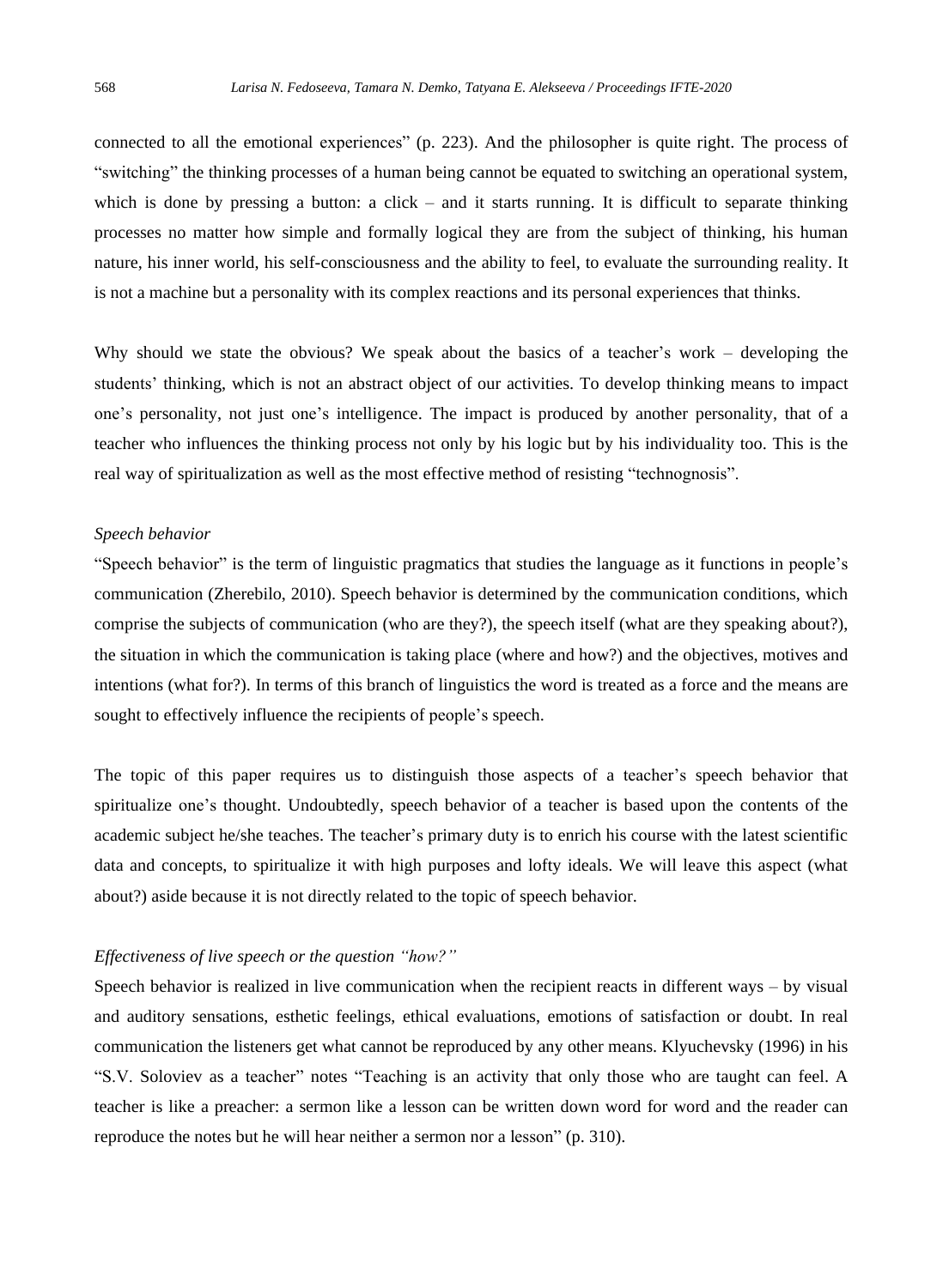connected to all the emotional experiences" (p. 223). And the philosopher is quite right. The process of "switching" the thinking processes of a human being cannot be equated to switching an operational system, which is done by pressing a button: a click – and it starts running. It is difficult to separate thinking processes no matter how simple and formally logical they are from the subject of thinking, his human nature, his inner world, his self-consciousness and the ability to feel, to evaluate the surrounding reality. It is not a machine but a personality with its complex reactions and its personal experiences that thinks.

Why should we state the obvious? We speak about the basics of a teacher's work – developing the students' thinking, which is not an abstract object of our activities. To develop thinking means to impact one's personality, not just one's intelligence. The impact is produced by another personality, that of a teacher who influences the thinking process not only by his logic but by his individuality too. This is the real way of spiritualization as well as the most effective method of resisting "technognosis".

*Speech behavior*

"Speech behavior" is the term of linguistic pragmatics that studies the language as it functions in people's communication (Zherebilo, 2010). Speech behavior is determined by the communication conditions, which comprise the subjects of communication (who are they?), the speech itself (what are they speaking about?), the situation in which the communication is taking place (where and how?) and the objectives, motives and intentions (what for?). In terms of this branch of linguistics the word is treated as a force and the means are sought to effectively influence the recipients of people's speech.

The topic of this paper requires us to distinguish those aspects of a teacher's speech behavior that spiritualize one's thought. Undoubtedly, speech behavior of a teacher is based upon the contents of the academic subject he/she teaches. The teacher's primary duty is to enrich his course with the latest scientific data and concepts, to spiritualize it with high purposes and lofty ideals. We will leave this aspect (what about?) aside because it is not directly related to the topic of speech behavior.

*Effectiveness of live speech or the question "how?"*

Speech behavior is realized in live communication when the recipient reacts in different ways – by visual and auditory sensations, esthetic feelings, ethical evaluations, emotions of satisfaction or doubt. In real communication the listeners get what cannot be reproduced by any other means. Klyuchevsky (1996) in his "S.V. Soloviev as a teacher" notes "Teaching is an activity that only those who are taught can feel. A teacher is like a preacher: a sermon like a lesson can be written down word for word and the reader can reproduce the notes but he will hear neither a sermon nor a lesson" (p. 310).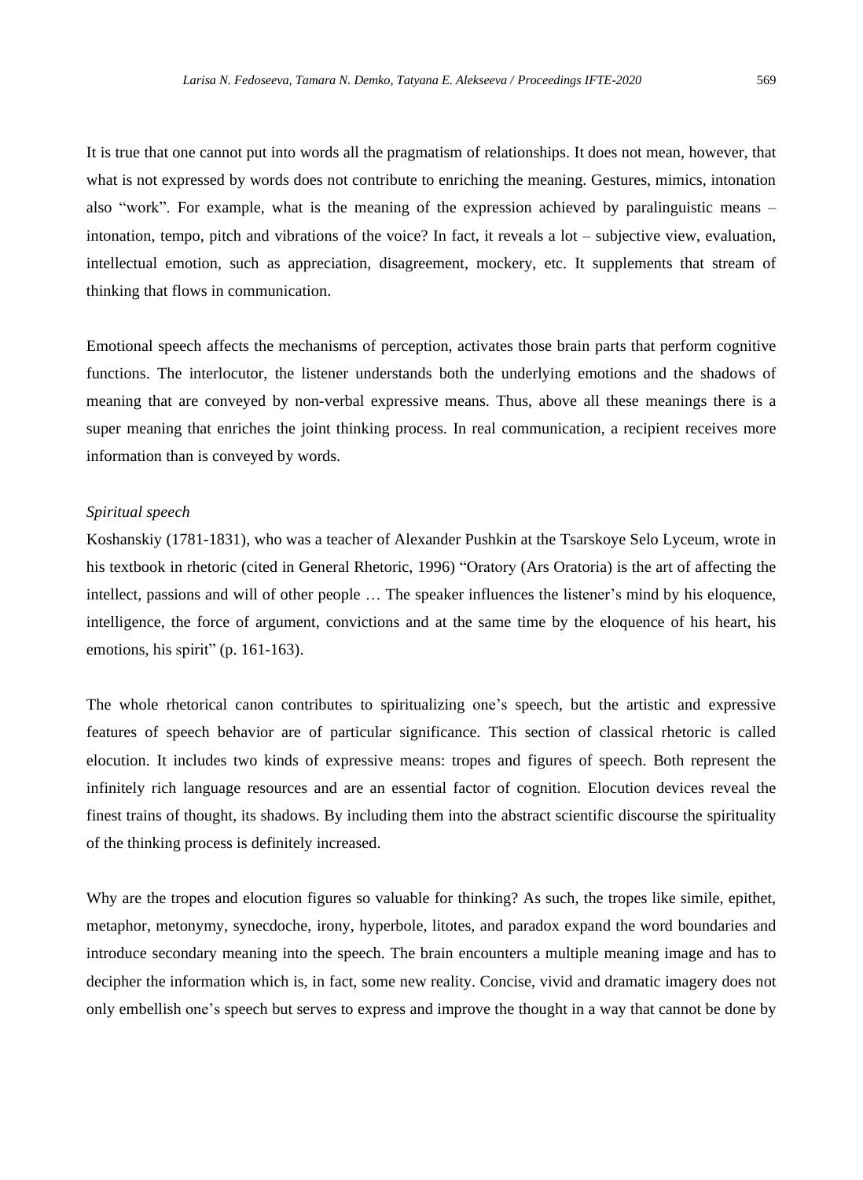It is true that one cannot put into words all the pragmatism of relationships. It does not mean, however, that what is not expressed by words does not contribute to enriching the meaning. Gestures, mimics, intonation also "work". For example, what is the meaning of the expression achieved by paralinguistic means – intonation, tempo, pitch and vibrations of the voice? In fact, it reveals a lot – subjective view, evaluation, intellectual emotion, such as appreciation, disagreement, mockery, etc. It supplements that stream of thinking that flows in communication.

Emotional speech affects the mechanisms of perception, activates those brain parts that perform cognitive functions. The interlocutor, the listener understands both the underlying emotions and the shadows of meaning that are conveyed by non-verbal expressive means. Thus, above all these meanings there is a super meaning that enriches the joint thinking process. In real communication, a recipient receives more information than is conveyed by words.

*Spiritual speech*

Koshanskiy (1781-1831), who was a teacher of Alexander Pushkin at the Tsarskoye Selo Lyceum, wrote in his textbook in rhetoric (cited in General Rhetoric, 1996) "Oratory (Ars Oratoria) is the art of affecting the intellect, passions and will of other people … The speaker influences the listener's mind by his eloquence, intelligence, the force of argument, convictions and at the same time by the eloquence of his heart, his emotions, his spirit" (p. 161-163).

The whole rhetorical canon contributes to spiritualizing one's speech, but the artistic and expressive features of speech behavior are of particular significance. This section of classical rhetoric is called elocution. It includes two kinds of expressive means: tropes and figures of speech. Both represent the infinitely rich language resources and are an essential factor of cognition. Elocution devices reveal the finest trains of thought, its shadows. By including them into the abstract scientific discourse the spirituality of the thinking process is definitely increased.

Why are the tropes and elocution figures so valuable for thinking? As such, the tropes like simile, epithet, metaphor, metonymy, synecdoche, irony, hyperbole, litotes, and paradox expand the word boundaries and introduce secondary meaning into the speech. The brain encounters a multiple meaning image and has to decipher the information which is, in fact, some new reality. Concise, vivid and dramatic imagery does not only embellish one's speech but serves to express and improve the thought in a way that cannot be done by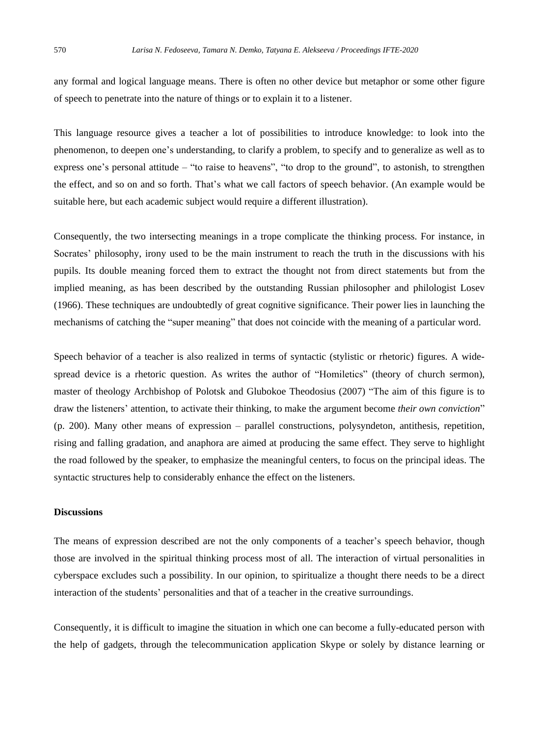any formal and logical language means. There is often no other device but metaphor or some other figure of speech to penetrate into the nature of things or to explain it to a listener.

This language resource gives a teacher a lot of possibilities to introduce knowledge: to look into the phenomenon, to deepen one's understanding, to clarify a problem, to specify and to generalize as well as to express one's personal attitude – "to raise to heavens", "to drop to the ground", to astonish, to strengthen the effect, and so on and so forth. That's what we call factors of speech behavior. (An example would be suitable here, but each academic subject would require a different illustration).

Consequently, the two intersecting meanings in a trope complicate the thinking process. For instance, in Socrates' philosophy, irony used to be the main instrument to reach the truth in the discussions with his pupils. Its double meaning forced them to extract the thought not from direct statements but from the implied meaning, as has been described by the outstanding Russian philosopher and philologist Losev (1966). These techniques are undoubtedly of great cognitive significance. Their power lies in launching the mechanisms of catching the "super meaning" that does not coincide with the meaning of a particular word.

Speech behavior of a teacher is also realized in terms of syntactic (stylistic or rhetoric) figures. A wide-spread device is a rhetoric question. As writes the author of "Homiletics" (theory of church sermon), master of theology Archbishop of Polotsk and Glubokoe Theodosius (2007) "The aim of this figure is to draw the listeners' attention, to activate their thinking, to make the argument become *their own conviction*" (p. 200). Many other means of expression – parallel constructions, polysyndeton, antithesis, repetition, rising and falling gradation, and anaphora are aimed at producing the same effect. They serve to highlight the road followed by the speaker, to emphasize the meaningful centers, to focus on the principal ideas. The syntactic structures help to considerably enhance the effect on the listeners.

**Discussions**

The means of expression described are not the only components of a teacher's speech behavior, though those are involved in the spiritual thinking process most of all. The interaction of virtual personalities in cyberspace excludes such a possibility. In our opinion, to spiritualize a thought there needs to be a direct interaction of the students' personalities and that of a teacher in the creative surroundings.

Consequently, it is difficult to imagine the situation in which one can become a fully-educated person with the help of gadgets, through the telecommunication application Skype or solely by distance learning or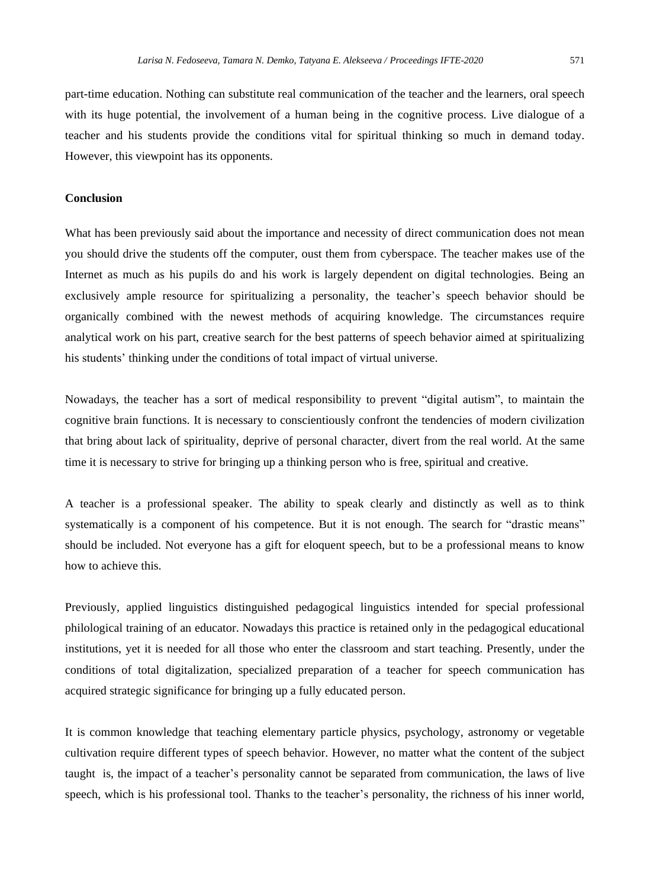part-time education. Nothing can substitute real communication of the teacher and the learners, oral speech with its huge potential, the involvement of a human being in the cognitive process. Live dialogue of a teacher and his students provide the conditions vital for spiritual thinking so much in demand today. However, this viewpoint has its opponents.

## Conclusion

What has been previously said about the importance and necessity of direct communication does not mean you should drive the students off the computer, oust them from cyberspace. The teacher makes use of the Internet as much as his pupils do and his work is largely dependent on digital technologies. Being an exclusively ample resource for spiritualizing a personality, the teacher's speech behavior should be organically combined with the newest methods of acquiring knowledge. The circumstances require analytical work on his part, creative search for the best patterns of speech behavior aimed at spiritualizing his students' thinking under the conditions of total impact of virtual universe.

Nowadays, the teacher has a sort of medical responsibility to prevent "digital autism", to maintain the cognitive brain functions. It is necessary to conscientiously confront the tendencies of modern civilization that bring about lack of spirituality, deprive of personal character, divert from the real world. At the same time it is necessary to strive for bringing up a thinking person who is free, spiritual and creative.

A teacher is a professional speaker. The ability to speak clearly and distinctly as well as to think systematically is a component of his competence. But it is not enough. The search for "drastic means" should be included. Not everyone has a gift for eloquent speech, but to be a professional means to know how to achieve this.

Previously, applied linguistics distinguished pedagogical linguistics intended for special professional philological training of an educator. Nowadays this practice is retained only in the pedagogical educational institutions, yet it is needed for all those who enter the classroom and start teaching. Presently, under the conditions of total digitalization, specialized preparation of a teacher for speech communication has acquired strategic significance for bringing up a fully educated person.

It is common knowledge that teaching elementary particle physics, psychology, astronomy or vegetable cultivation require different types of speech behavior. However, no matter what the content of the subject taught is, the impact of a teacher's personality cannot be separated from communication, the laws of live speech, which is his professional tool. Thanks to the teacher's personality, the richness of his inner world,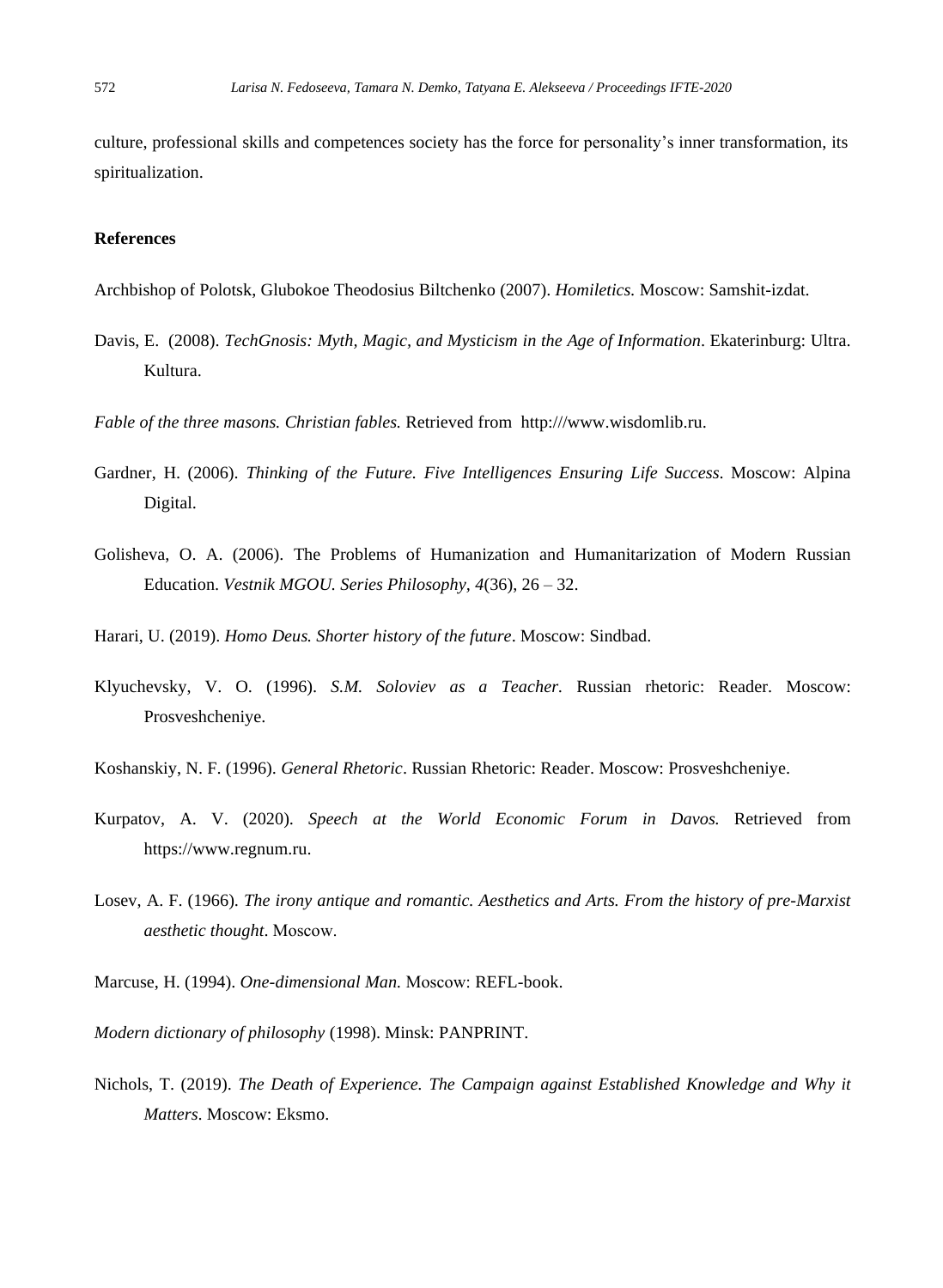culture, professional skills and competences society has the force for personality's inner transformation, its spiritualization.

**References**

Archbishop of Polotsk, Glubokoe Theodosius Biltchenko (2007). *Homiletics.* Moscow: Samshit-izdat.

Davis, E. (2008). *TechGnosis: Myth, Magic, and Mysticism in the Age of Information*. Ekaterinburg: Ultra. Kultura.

*Fable of the three masons. Christian fables.* Retrieved from http:///www.wisdomlib.ru.

Gardner, H. (2006). *Thinking of the Future. Five Intelligences Ensuring Life Success*. Moscow: Alpina Digital.

Golisheva, O. A. (2006). The Problems of Humanization and Humanitarization of Modern Russian Education. *Vestnik MGOU. Series Philosophy*, *4*(36), 26 – 32.

Harari, U. (2019). *Homo Deus. Shorter history of the future*. Moscow: Sindbad.

Klyuchevsky, V. O. (1996). *S.M. Soloviev as a Teacher.* Russian rhetoric: Reader. Moscow: Prosveshcheniye.

Koshanskiy, N. F. (1996). *General Rhetoric*. Russian Rhetoric: Reader. Moscow: Prosveshcheniye.

Kurpatov, A. V. (2020). *Speech at the World Economic Forum in Davos.* Retrieved from https://www.regnum.ru.

Losev, A. F. (1966). *The irony antique and romantic. Aesthetics and Arts. From the history of pre-Marxist aesthetic thought*. Moscow.

Marcuse, H. (1994). *One-dimensional Man.* Moscow: REFL-book.

*Modern dictionary of philosophy* (1998). Minsk: PANPRINT.

Nichols, T. (2019). *The Death of Experience. The Campaign against Established Knowledge and Why it Matters*. Moscow: Eksmo.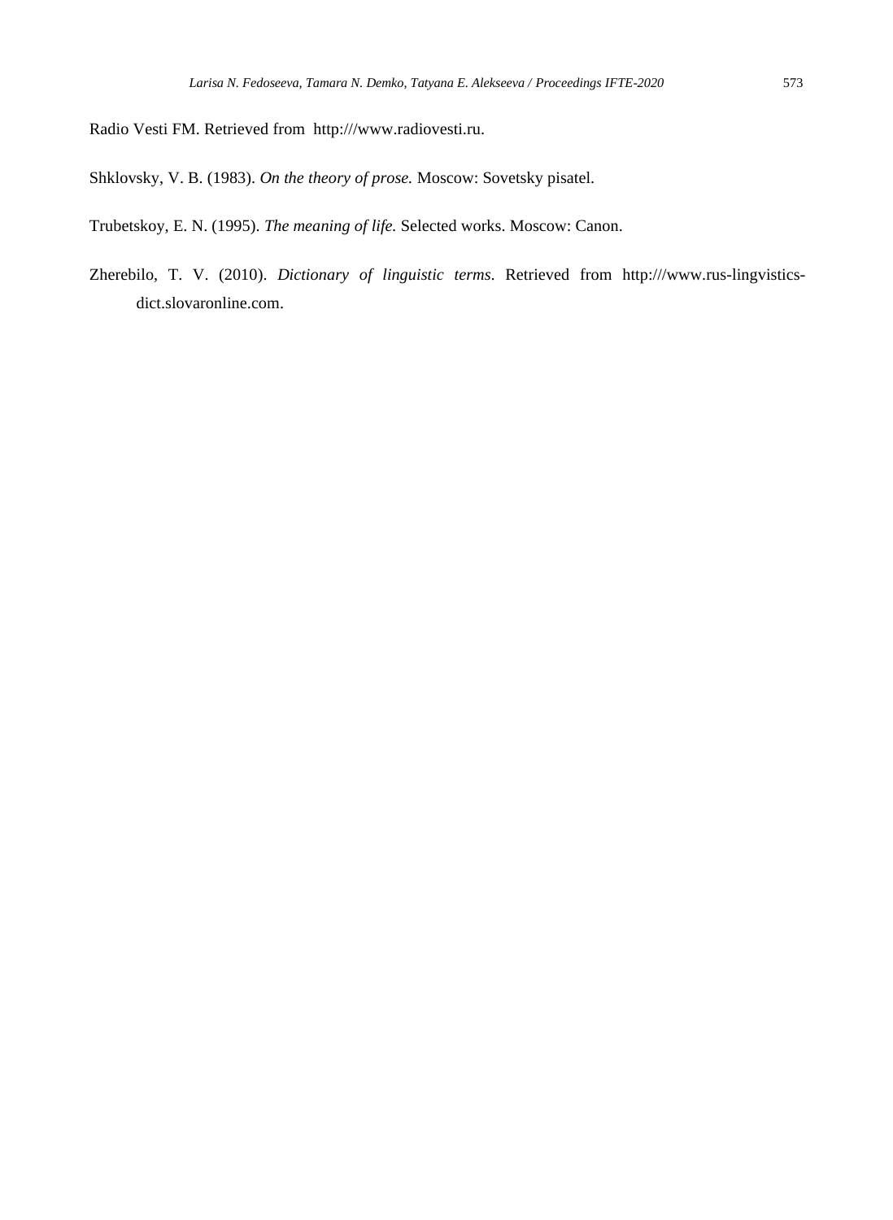Radio Vesti FM. Retrieved from http:///www.radiovesti.ru.

Shklovsky, V. B. (1983). *On the theory of prose.* Moscow: Sovetsky pisatel.

Trubetskoy, E. N. (1995). *The meaning of life.* Selected works. Moscow: Canon.

Zherebilo, T. V. (2010). *Dictionary of linguistic terms*. Retrieved from http:///www.rus-lingvistics-dict.slovaronline.com.